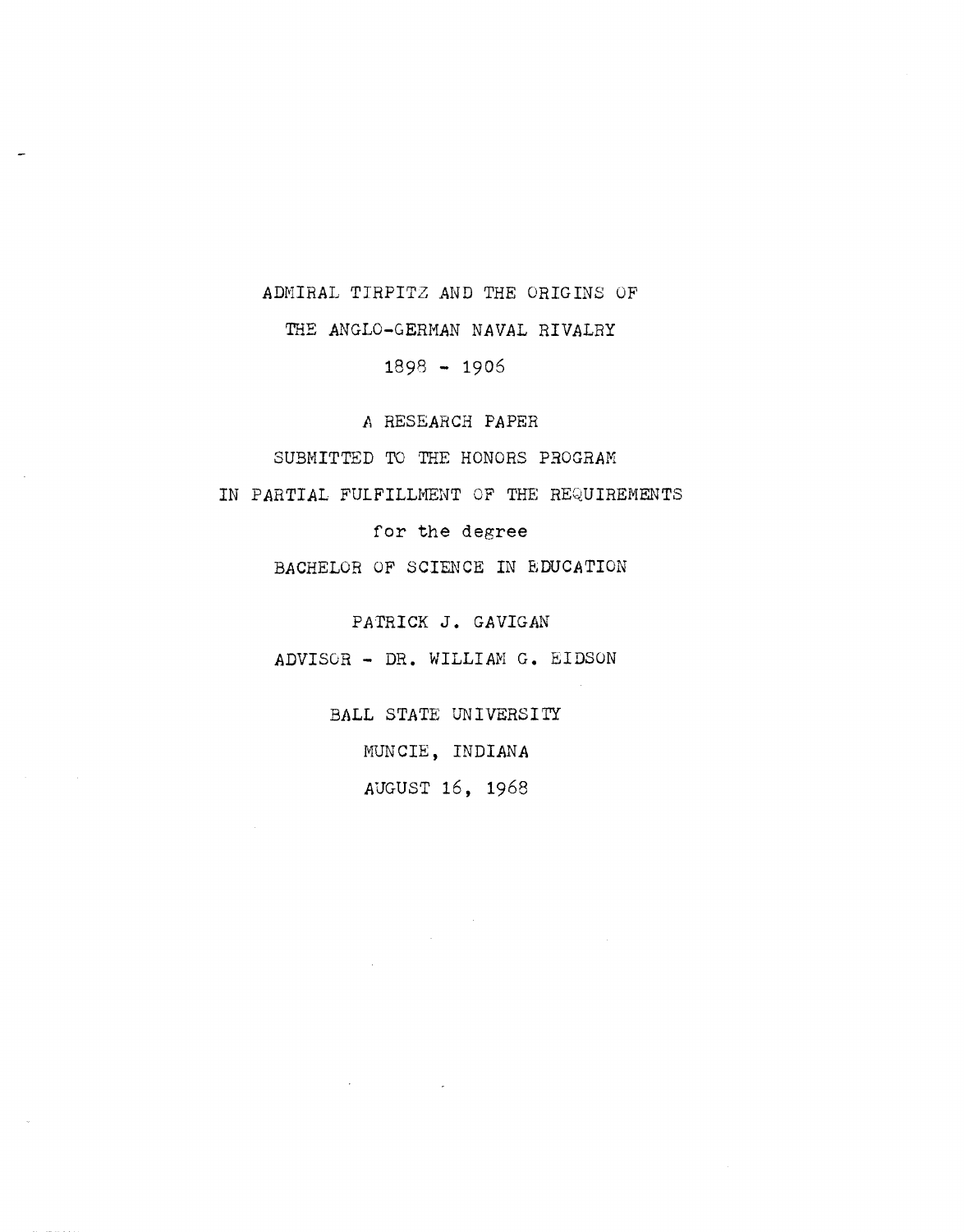# ADMIRAL TIRPITZ AND THE ORIGINS OF THE ANGLO-GERMAN NAVAL RIVALRY

## 1898 - 1906

A RESEARCH PAPER

SUBMITTED TO THE HONORS PROGRAM

IN PARTIAL FULFILLMENT OF THE REQUIREMENTS

for the degree

BACHELOR OF SCIENCE IN EDUCATION

PATRICK J. GAVIGAN

ADVISOR - DR. WILLIAM G. EIDSON

BALL STATE UNIVERSITY

MUNCIE, INDIANA

AUGUST 16, 1968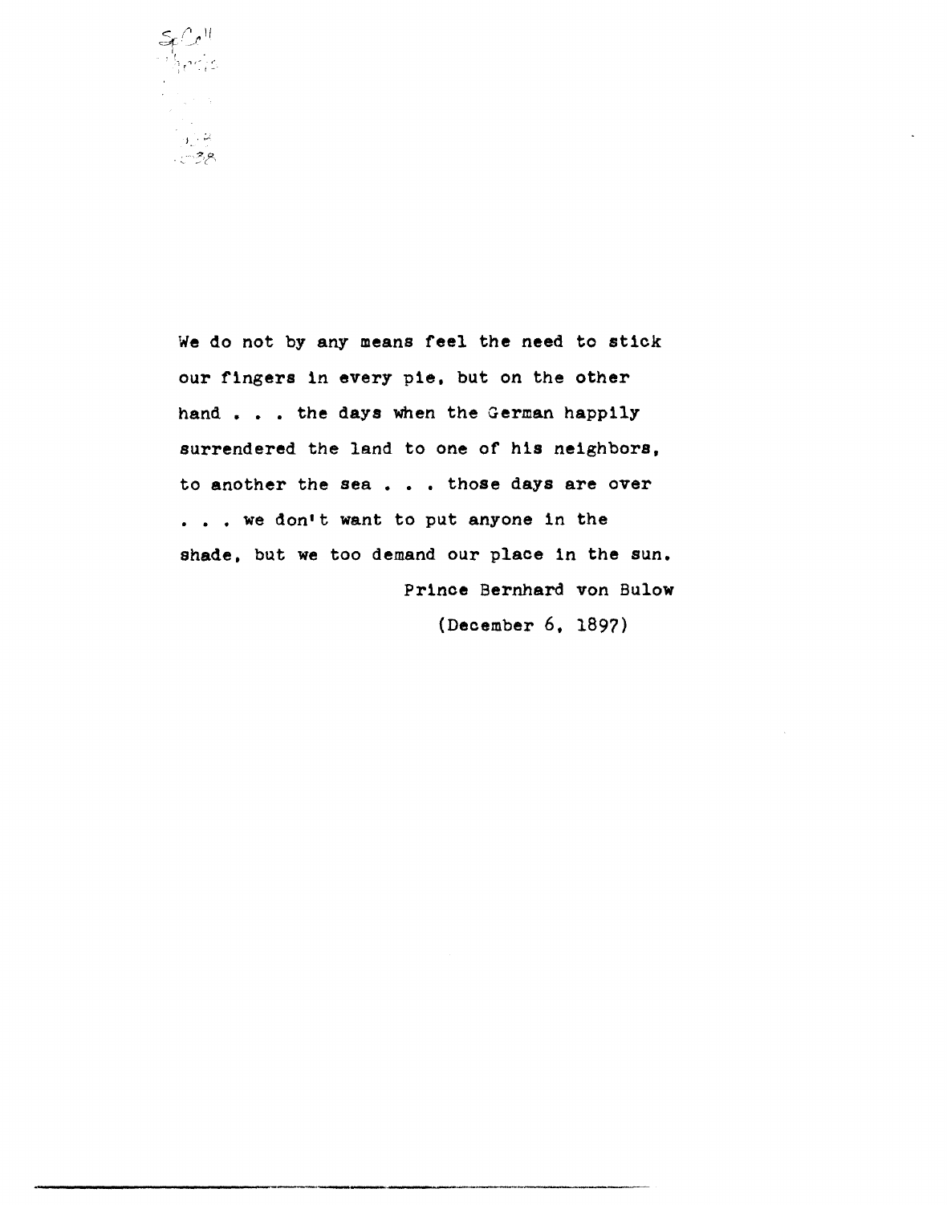We do not by any means feel the need to stick our fingers in every pie, but on the other hand . . . the days when the German happily surrendered the land to one of his neighbors, to another the sea . . . those days are over . . . we don't want to put anyone in the shade, but we too demand our place in the sun.

Prince Bernhard von Bulow

(December 6, 1897)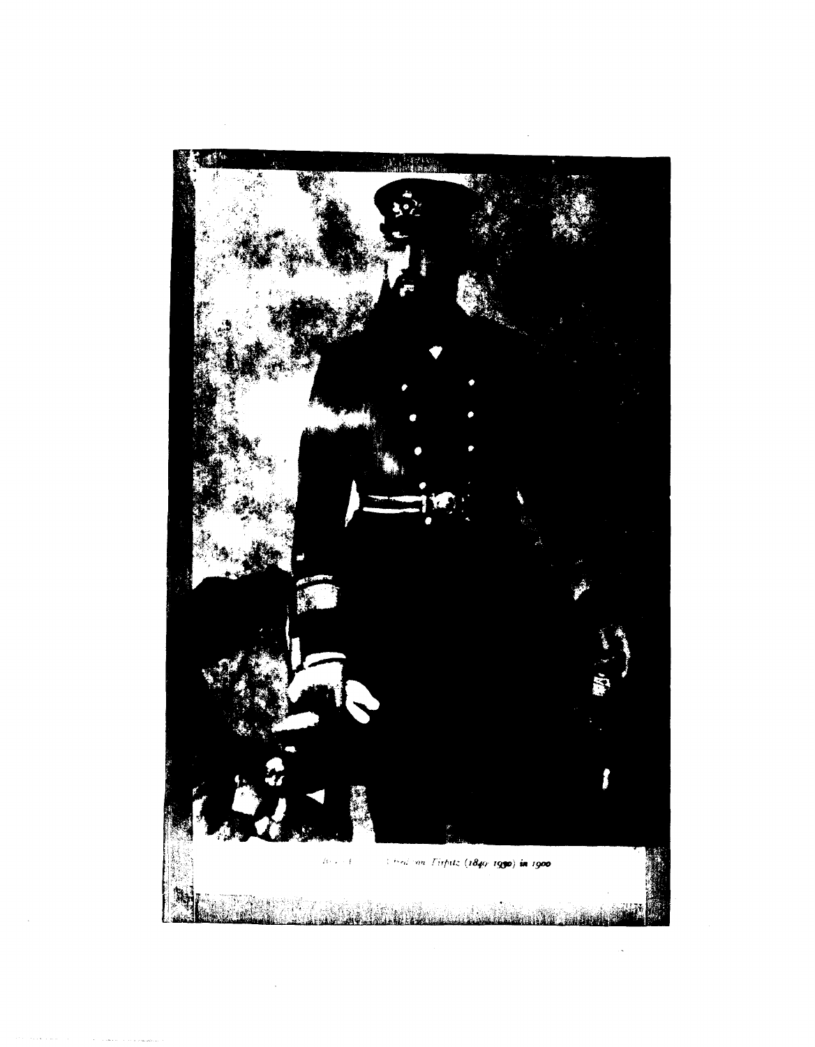*Admiral Alfred von Tirpitz (1849–1930) in 1900*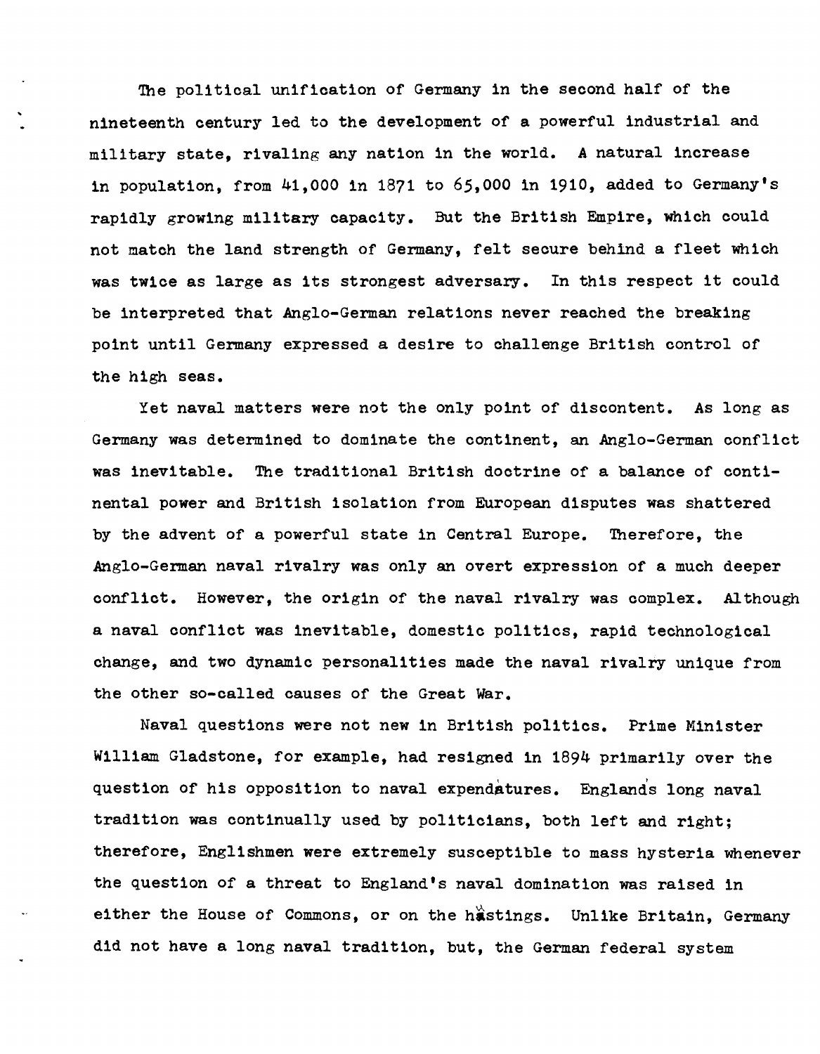The political unification of Germany in the second half of the nineteenth century led to the development of a powerful industrial and military state, rivaling any nation in the world. A natural increase in population, from 41,000 in 1871 to 65,000 in 1910, added to Germany's rapidly growing military capacity. But the British Empire, which could not match the land strength of Germany, felt secure behind a fleet which was twice as large as its strongest adversary. In this respect it could be interpreted that Anglo-German relations never reached the breaking point until Germany expressed a desire to challenge British control of the high seas.

Yet naval matters were not the only point of discontent. As long as Germany was determined to dominate the continent, an Anglo-German conflict was inevitable. The traditional British doctrine of a balance of continental power and British isolation from European disputes was shattered by the advent of a powerful state in Central Europe. Therefore, the Anglo-German naval rivalry was only an overt expression of a much deeper conflict. However, the origin of the naval rivalry was complex. Although a naval conflict was inevitable, domestic politics, rapid technological change, and two dynamic personalities made the naval rivalry unique from the other so-called causes of the Great War.

Naval questions were not new in British politics. Prime Minister William Gladstone, for example, had resigned in 1894 primarily over the question of his opposition to naval expendatures. Englands long naval tradition was continually used by politicians, both left and right; therefore, Englishmen were extremely susceptible to mass hysteria whenever the question of a threat to England's naval domination was raised in either the House of Commons, or on the hustings. Unlike Britain, Germany did not have a long naval tradition, but, the German federal system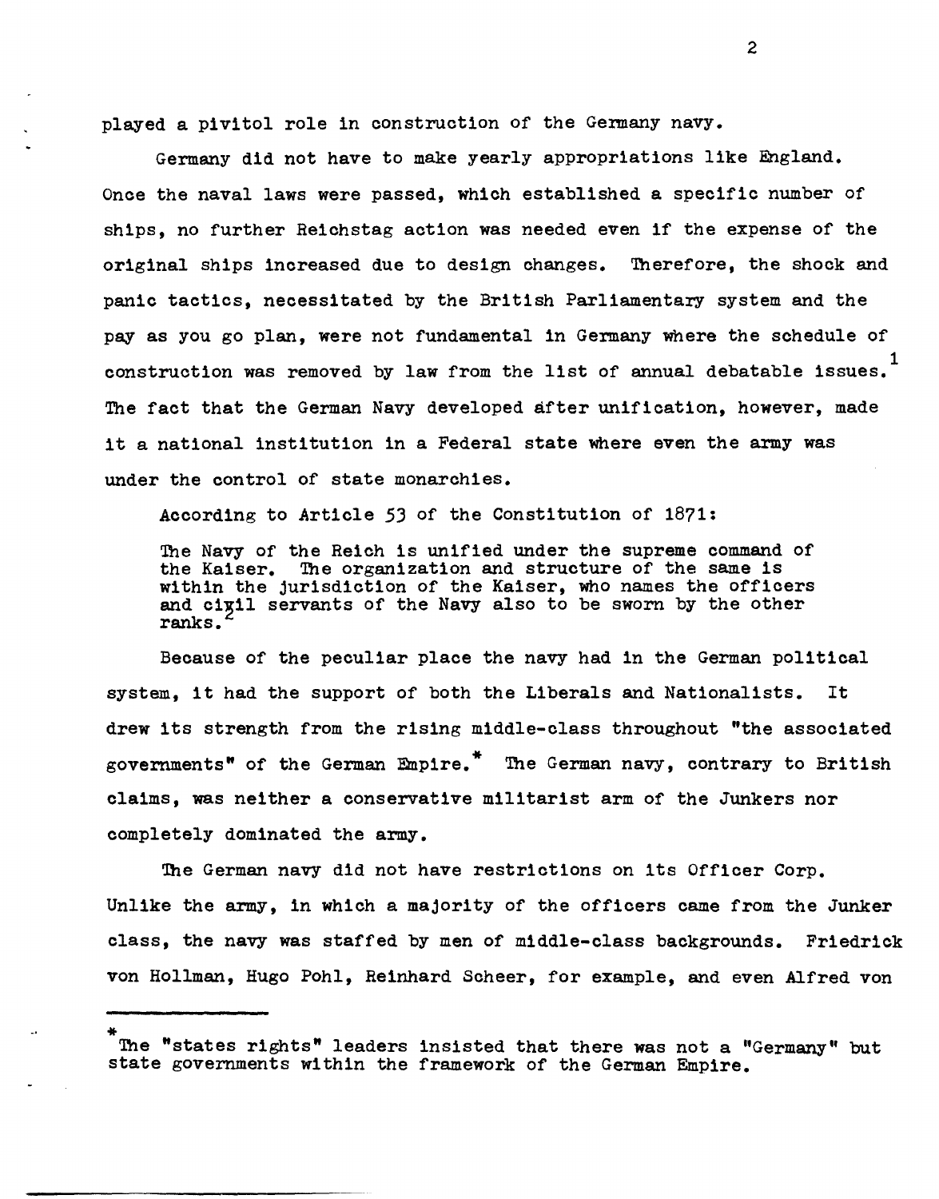played a pivitol role in construction of the Germany navy.

Germany did not have to make yearly appropriations like England. Once the naval laws were passed, which established a specific number of ships, no further Reichstag action was needed even if the expense of the original ships increased due to design changes. Therefore, the shock and panic tactics, necessitated by the British Parliamentary system and the pay as you go plan, were not fundamental in Germany where the schedule of construction was removed by law from the list of annual debatable issues.[1] The fact that the German Navy developed after unification, however, made it a national institution in a Federal state where even the army was under the control of state monarchies.

According to Article 53 of the Constitution of 1871:

> The Navy of the Reich is unified under the supreme command of the Kaiser. The organization and structure of the same is within the jurisdiction of the Kaiser, who names the officers and civil servants of the Navy also to be sworn by the other ranks.[2]

Because of the peculiar place the navy had in the German political system, it had the support of both the Liberals and Nationalists. It drew its strength from the rising middle-class throughout "the associated governments" of the German Empire.* The German navy, contrary to British claims, was neither a conservative militarist arm of the Junkers nor completely dominated the army.

The German navy did not have restrictions on its Officer Corp. Unlike the army, in which a majority of the officers came from the Junker class, the navy was staffed by men of middle-class backgrounds. Friedrick von Hollman, Hugo Pohl, Reinhard Scheer, for example, and even Alfred von

---

*The "states rights" leaders insisted that there was not a "Germany" but state governments within the framework of the German Empire.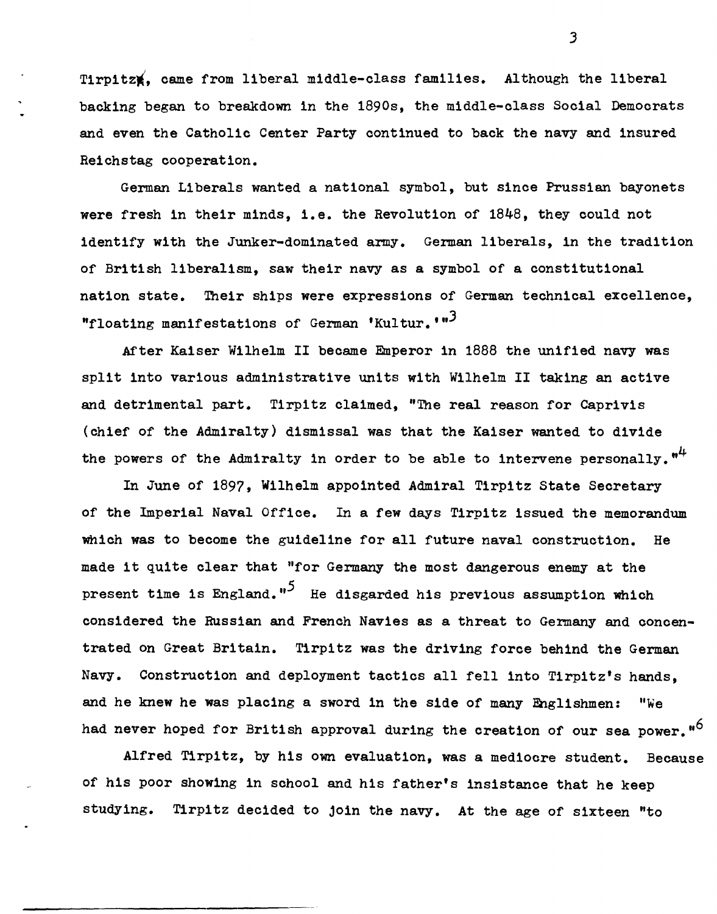Tirpitz, came from liberal middle-class families. Although the liberal backing began to breakdown in the 1890s, the middle-class Social Democrats and even the Catholic Center Party continued to back the navy and insured Reichstag cooperation.

German Liberals wanted a national symbol, but since Prussian bayonets were fresh in their minds, i.e. the Revolution of 1848, they could not identify with the Junker-dominated army. German liberals, in the tradition of British liberalism, saw their navy as a symbol of a constitutional nation state. Their ships were expressions of German technical excellence, "floating manifestations of German 'Kultur.'"[3]

After Kaiser Wilhelm II became Emperor in 1888 the unified navy was split into various administrative units with Wilhelm II taking an active and detrimental part. Tirpitz claimed, "The real reason for Caprivis (chief of the Admiralty) dismissal was that the Kaiser wanted to divide the powers of the Admiralty in order to be able to intervene personally."[4]

In June of 1897, Wilhelm appointed Admiral Tirpitz State Secretary of the Imperial Naval Office. In a few days Tirpitz issued the memorandum which was to become the guideline for all future naval construction. He made it quite clear that "for Germany the most dangerous enemy at the present time is England."[5] He disgarded his previous assumption which considered the Russian and French Navies as a threat to Germany and concentrated on Great Britain. Tirpitz was the driving force behind the German Navy. Construction and deployment tactics all fell into Tirpitz's hands, and he knew he was placing a sword in the side of many Englishmen: "We had never hoped for British approval during the creation of our sea power."[6]

Alfred Tirpitz, by his own evaluation, was a mediocre student. Because of his poor showing in school and his father's insistance that he keep studying. Tirpitz decided to join the navy. At the age of sixteen "to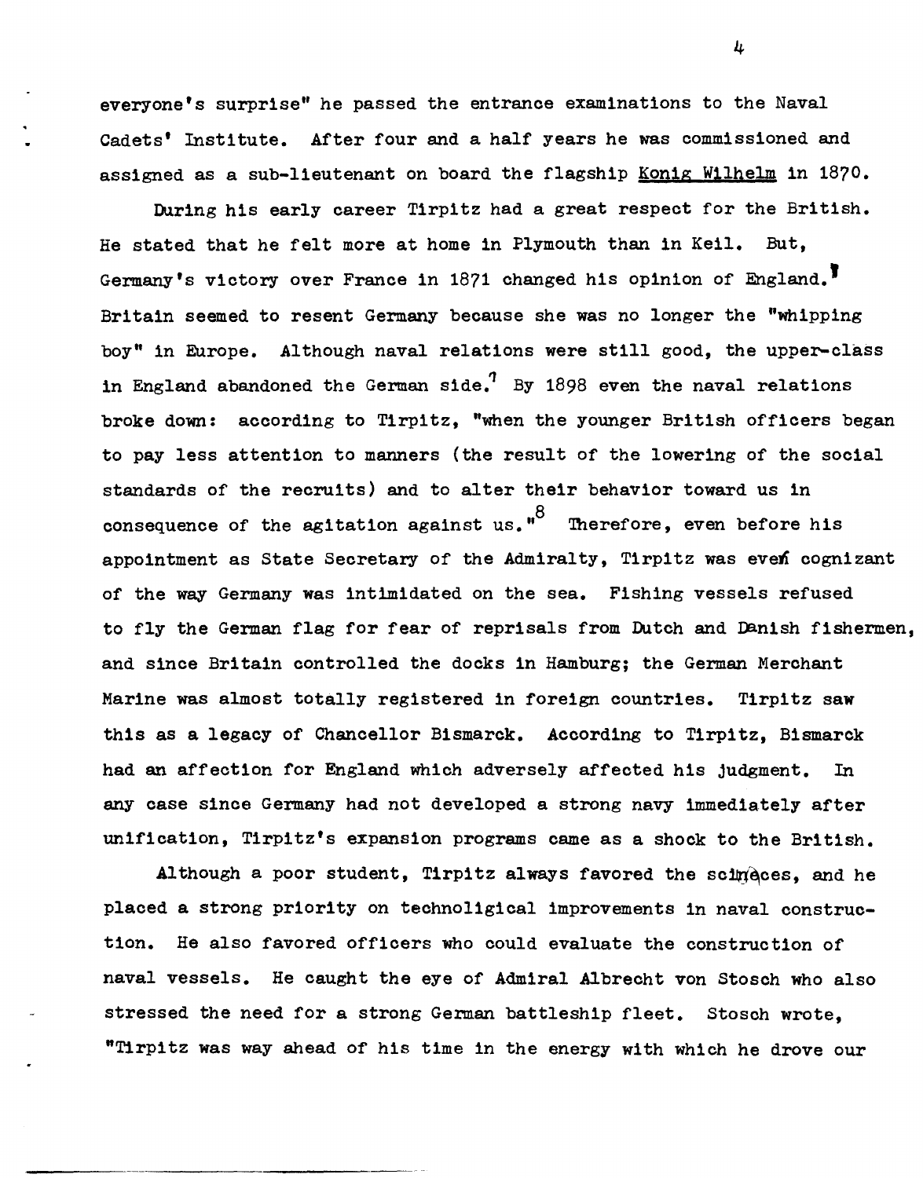everyone's surprise" he passed the entrance examinations to the Naval Cadets' Institute. After four and a half years he was commissioned and assigned as a sub-lieutenant on board the flagship Konig Wilhelm in 1870.

During his early career Tirpitz had a great respect for the British. He stated that he felt more at home in Plymouth than in Keil. But, Germany's victory over France in 1871 changed his opinion of England.[1] Britain seemed to resent Germany because she was no longer the "whipping boy" in Europe. Although naval relations were still good, the upper-class in England abandoned the German side.[7] By 1898 even the naval relations broke down: according to Tirpitz, "when the younger British officers began to pay less attention to manners (the result of the lowering of the social standards of the recruits) and to alter their behavior toward us in consequence of the agitation against us."[8] Therefore, even before his appointment as State Secretary of the Admiralty, Tirpitz was even cognizant of the way Germany was intimidated on the sea. Fishing vessels refused to fly the German flag for fear of reprisals from Dutch and Danish fishermen, and since Britain controlled the docks in Hamburg; the German Merchant Marine was almost totally registered in foreign countries. Tirpitz saw this as a legacy of Chancellor Bismarck. According to Tirpitz, Bismarck had an affection for England which adversely affected his judgment. In any case since Germany had not developed a strong navy immediately after unification, Tirpitz's expansion programs came as a shock to the British.

Although a poor student, Tirpitz always favored the sciences, and he placed a strong priority on technoligical improvements in naval construction. He also favored officers who could evaluate the construction of naval vessels. He caught the eye of Admiral Albrecht von Stosch who also stressed the need for a strong German battleship fleet. Stosch wrote, "Tirpitz was way ahead of his time in the energy with which he drove our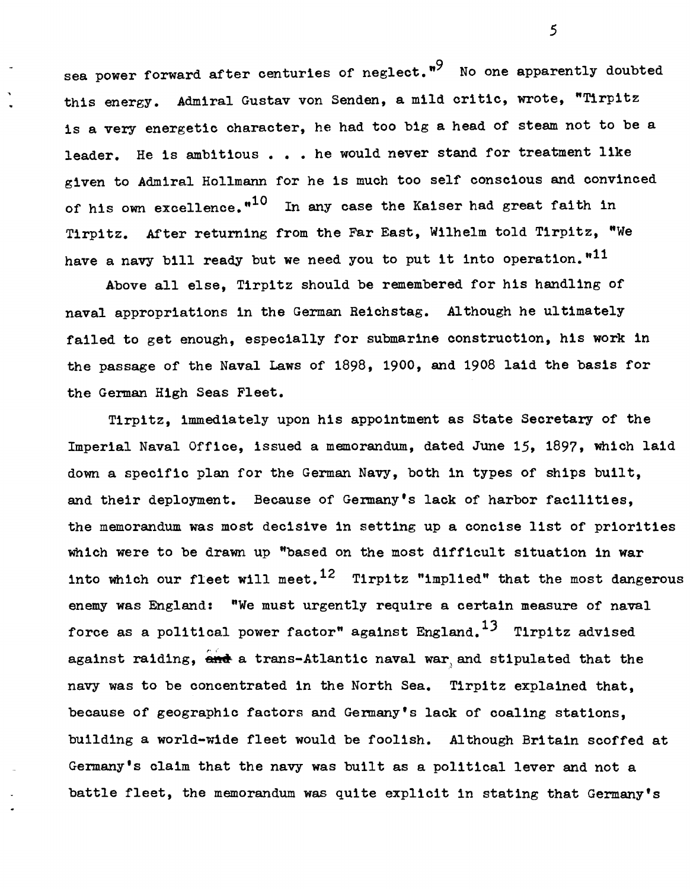sea power forward after centuries of neglect."[9] No one apparently doubted this energy. Admiral Gustav von Senden, a mild critic, wrote, "Tirpitz is a very energetic character, he had too big a head of steam not to be a leader. He is ambitious . . . he would never stand for treatment like given to Admiral Hollmann for he is much too self conscious and convinced of his own excellence."[10] In any case the Kaiser had great faith in Tirpitz. After returning from the Far East, Wilhelm told Tirpitz, "We have a navy bill ready but we need you to put it into operation."[11]

Above all else, Tirpitz should be remembered for his handling of naval appropriations in the German Reichstag. Although he ultimately failed to get enough, especially for submarine construction, his work in the passage of the Naval Laws of 1898, 1900, and 1908 laid the basis for the German High Seas Fleet.

Tirpitz, immediately upon his appointment as State Secretary of the Imperial Naval Office, issued a memorandum, dated June 15, 1897, which laid down a specific plan for the German Navy, both in types of ships built, and their deployment. Because of Germany's lack of harbor facilities, the memorandum was most decisive in setting up a concise list of priorities which were to be drawn up "based on the most difficult situation in war into which our fleet will meet.[12] Tirpitz "implied" that the most dangerous enemy was England: "We must urgently require a certain measure of naval force as a political power factor" against England.[13] Tirpitz advised against raiding, a trans-Atlantic naval war, and stipulated that the navy was to be concentrated in the North Sea. Tirpitz explained that, because of geographic factors and Germany's lack of coaling stations, building a world-wide fleet would be foolish. Although Britain scoffed at Germany's claim that the navy was built as a political lever and not a battle fleet, the memorandum was quite explicit in stating that Germany's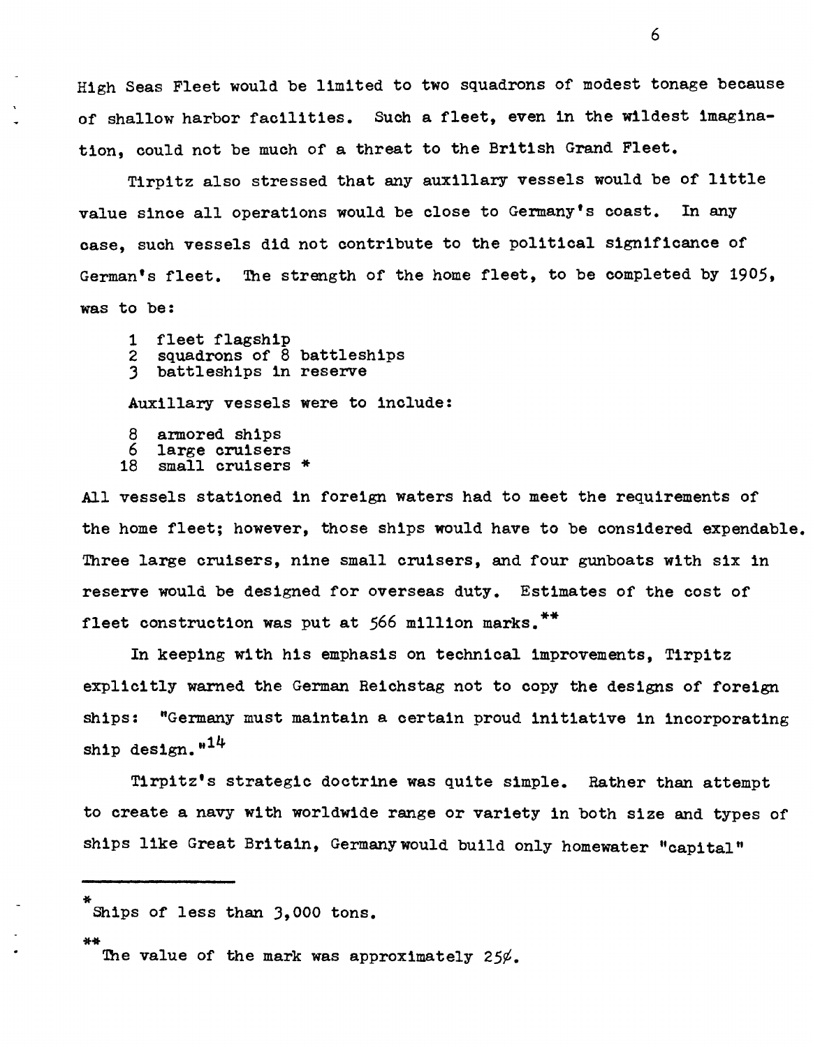High Seas Fleet would be limited to two squadrons of modest tonage because of shallow harbor facilities. Such a fleet, even in the wildest imagination, could not be much of a threat to the British Grand Fleet.

Tirpitz also stressed that any auxillary vessels would be of little value since all operations would be close to Germany's coast. In any case, such vessels did not contribute to the political significance of German's fleet. The strength of the home fleet, to be completed by 1905, was to be:

1 fleet flagship
2 squadrons of 8 battleships
3 battleships in reserve

Auxillary vessels were to include:

8 armored ships
6 large cruisers
18 small cruisers *

All vessels stationed in foreign waters had to meet the requirements of the home fleet; however, those ships would have to be considered expendable. Three large cruisers, nine small cruisers, and four gunboats with six in reserve would be designed for overseas duty. Estimates of the cost of fleet construction was put at 566 million marks.**

In keeping with his emphasis on technical improvements, Tirpitz explicitly warned the German Reichstag not to copy the designs of foreign ships: "Germany must maintain a certain proud initiative in incorporating ship design."[14]

Tirpitz's strategic doctrine was quite simple. Rather than attempt to create a navy with worldwide range or variety in both size and types of ships like Great Britain, Germany would build only homewater "capital"

---

* Ships of less than 3,000 tons.

** The value of the mark was approximately 25¢.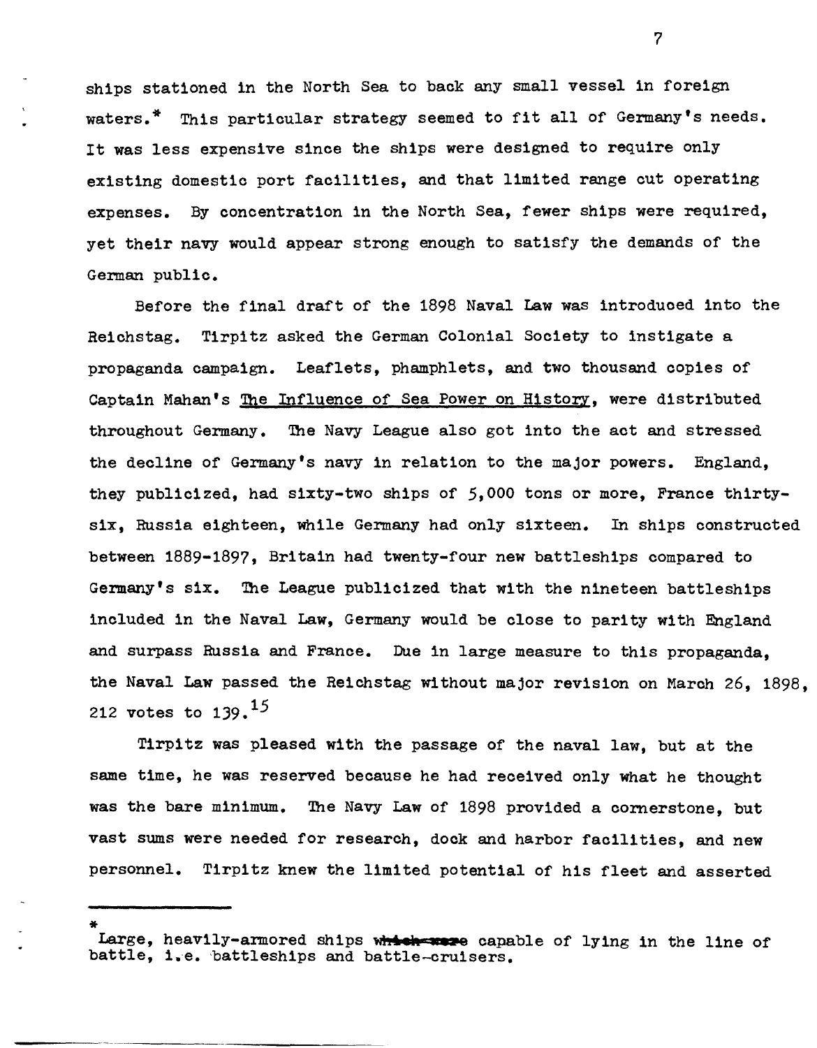ships stationed in the North Sea to back any small vessel in foreign waters.* This particular strategy seemed to fit all of Germany's needs. It was less expensive since the ships were designed to require only existing domestic port facilities, and that limited range cut operating expenses. By concentration in the North Sea, fewer ships were required, yet their navy would appear strong enough to satisfy the demands of the German public.

Before the final draft of the 1898 Naval Law was introduced into the Reichstag. Tirpitz asked the German Colonial Society to instigate a propaganda campaign. Leaflets, phamphlets, and two thousand copies of Captain Mahan's The Influence of Sea Power on History, were distributed throughout Germany. The Navy League also got into the act and stressed the decline of Germany's navy in relation to the major powers. England, they publicized, had sixty-two ships of 5,000 tons or more, France thirty-six, Russia eighteen, while Germany had only sixteen. In ships constructed between 1889-1897, Britain had twenty-four new battleships compared to Germany's six. The League publicized that with the nineteen battleships included in the Naval Law, Germany would be close to parity with England and surpass Russia and France. Due in large measure to this propaganda, the Naval Law passed the Reichstag without major revision on March 26, 1898, 212 votes to 139.[15]

Tirpitz was pleased with the passage of the naval law, but at the same time, he was reserved because he had received only what he thought was the bare minimum. The Navy Law of 1898 provided a cornerstone, but vast sums were needed for research, dock and harbor facilities, and new personnel. Tirpitz knew the limited potential of his fleet and asserted

---

* Large, heavily-armored ships ~~which were~~ capable of lying in the line of battle, i.e. battleships and battle-cruisers.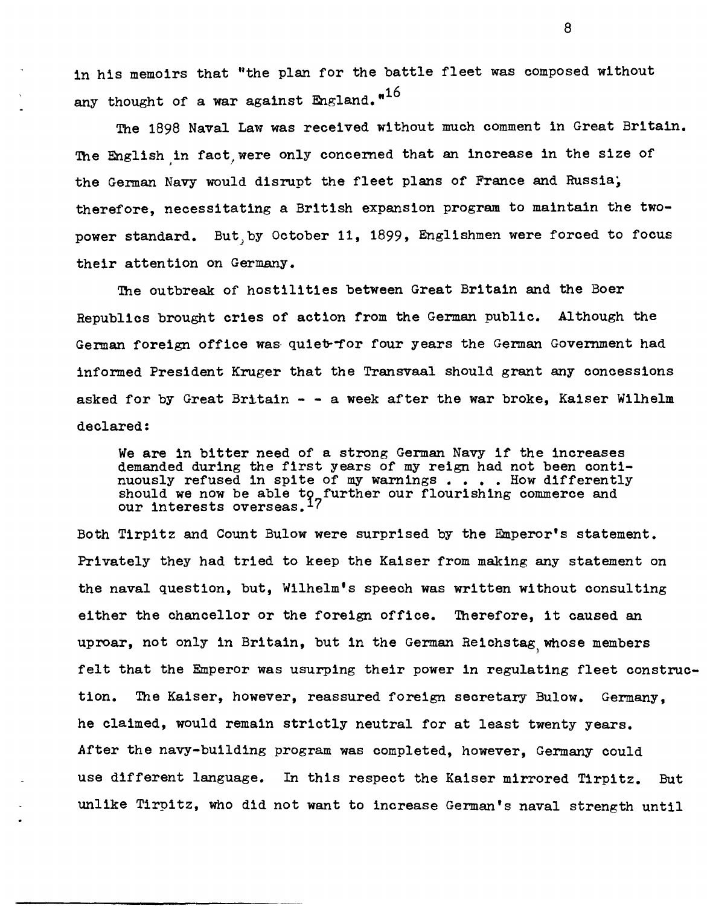in his memoirs that "the plan for the battle fleet was composed without any thought of a war against England."[16]

The 1898 Naval Law was received without much comment in Great Britain. The English, in fact, were only concerned that an increase in the size of the German Navy would disrupt the fleet plans of France and Russia; therefore, necessitating a British expansion program to maintain the two-power standard. But, by October 11, 1899, Englishmen were forced to focus their attention on Germany.

The outbreak of hostilities between Great Britain and the Boer Republics brought cries of action from the German public. Although the German foreign office was quiet--for four years the German Government had informed President Kruger that the Transvaal should grant any concessions asked for by Great Britain - - a week after the war broke, Kaiser Wilhelm declared:

> We are in bitter need of a strong German Navy if the increases demanded during the first years of my reign had not been continuously refused in spite of my warnings . . . . How differently should we now be able to further our flourishing commerce and our interests overseas.[17]

Both Tirpitz and Count Bulow were surprised by the Emperor's statement. Privately they had tried to keep the Kaiser from making any statement on the naval question, but, Wilhelm's speech was written without consulting either the chancellor or the foreign office. Therefore, it caused an uproar, not only in Britain, but in the German Reichstag, whose members felt that the Emperor was usurping their power in regulating fleet construction. The Kaiser, however, reassured foreign secretary Bulow. Germany, he claimed, would remain strictly neutral for at least twenty years. After the navy-building program was completed, however, Germany could use different language. In this respect the Kaiser mirrored Tirpitz. But unlike Tirpitz, who did not want to increase German's naval strength until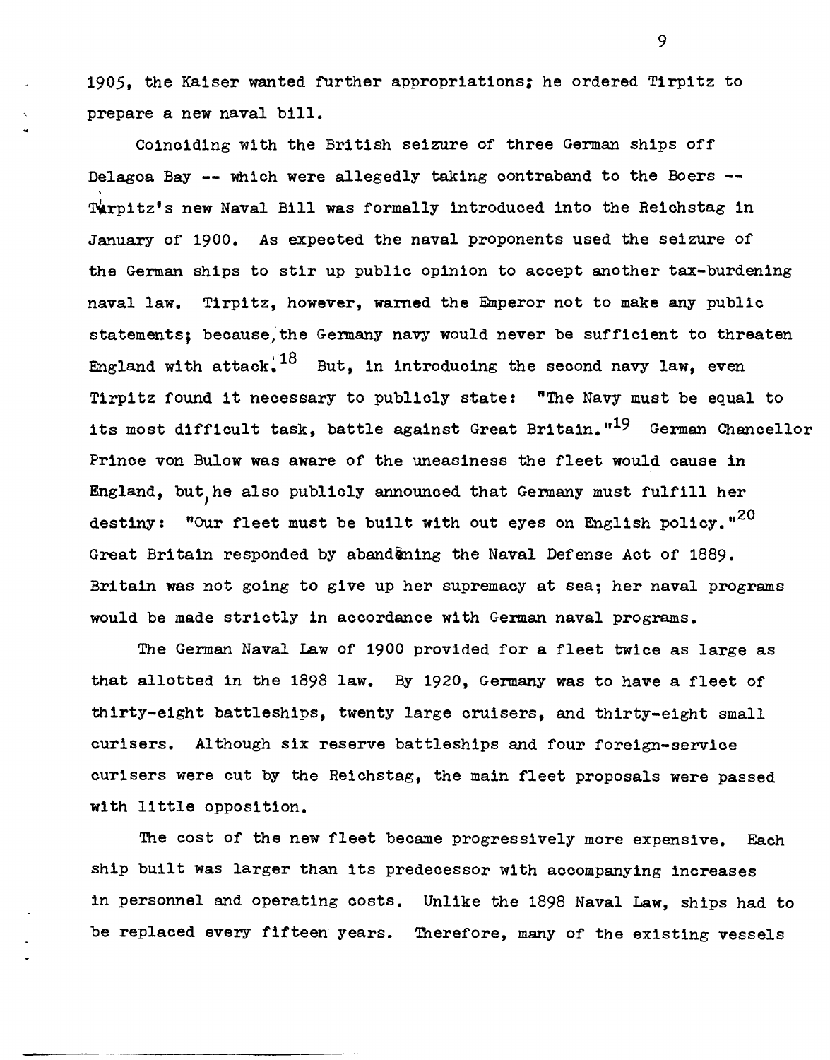1905, the Kaiser wanted further appropriations; he ordered Tirpitz to prepare a new naval bill.

Coinciding with the British seizure of three German ships off Delagoa Bay -- which were allegedly taking contraband to the Boers -- Tirpitz's new Naval Bill was formally introduced into the Reichstag in January of 1900. As expected the naval proponents used the seizure of the German ships to stir up public opinion to accept another tax-burdening naval law. Tirpitz, however, warned the Emperor not to make any public statements; because, the Germany navy would never be sufficient to threaten England with attack.[18] But, in introducing the second navy law, even Tirpitz found it necessary to publicly state: "The Navy must be equal to its most difficult task, battle against Great Britain."[19] German Chancellor Prince von Bulow was aware of the uneasiness the fleet would cause in England, but, he also publicly announced that Germany must fulfill her destiny: "Our fleet must be built with out eyes on English policy."[20] Great Britain responded by abandoning the Naval Defense Act of 1889. Britain was not going to give up her supremacy at sea; her naval programs would be made strictly in accordance with German naval programs.

The German Naval Law of 1900 provided for a fleet twice as large as that allotted in the 1898 law. By 1920, Germany was to have a fleet of thirty-eight battleships, twenty large cruisers, and thirty-eight small curisers. Although six reserve battleships and four foreign-service curisers were cut by the Reichstag, the main fleet proposals were passed with little opposition.

The cost of the new fleet became progressively more expensive. Each ship built was larger than its predecessor with accompanying increases in personnel and operating costs. Unlike the 1898 Naval Law, ships had to be replaced every fifteen years. Therefore, many of the existing vessels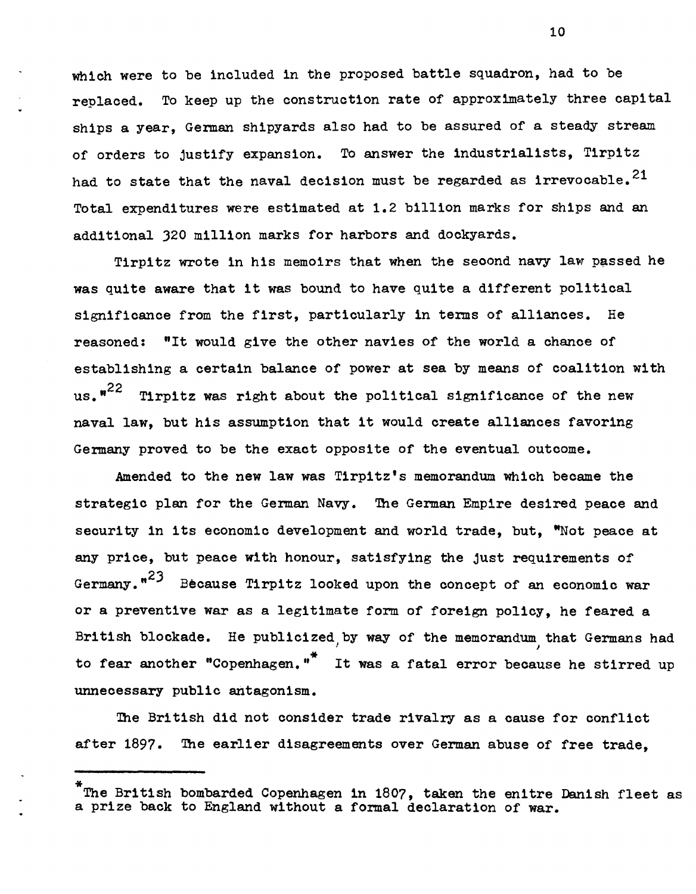which were to be included in the proposed battle squadron, had to be replaced. To keep up the construction rate of approximately three capital ships a year, German shipyards also had to be assured of a steady stream of orders to justify expansion. To answer the industrialists, Tirpitz had to state that the naval decision must be regarded as irrevocable.[21] Total expenditures were estimated at 1.2 billion marks for ships and an additional 320 million marks for harbors and dockyards.

Tirpitz wrote in his memoirs that when the seoond navy law passed he was quite aware that it was bound to have quite a different political significance from the first, particularly in terms of alliances. He reasoned: "It would give the other navies of the world a chance of establishing a certain balance of power at sea by means of coalition with us."[22] Tirpitz was right about the political significance of the new naval law, but his assumption that it would create alliances favoring Germany proved to be the exact opposite of the eventual outcome.

Amended to the new law was Tirpitz's memorandum which became the strategic plan for the German Navy. The German Empire desired peace and security in its economic development and world trade, but, "Not peace at any price, but peace with honour, satisfying the just requirements of Germany."[23] Because Tirpitz looked upon the concept of an economic war or a preventive war as a legitimate form of foreign policy, he feared a British blockade. He publicized, by way of the memorandum, that Germans had to fear another "Copenhagen."* It was a fatal error because he stirred up unnecessary public antagonism.

The British did not consider trade rivalry as a cause for conflict after 1897. The earlier disagreements over German abuse of free trade,

---

*The British bombarded Copenhagen in 1807, taken the enitre Danish fleet as a prize back to England without a formal declaration of war.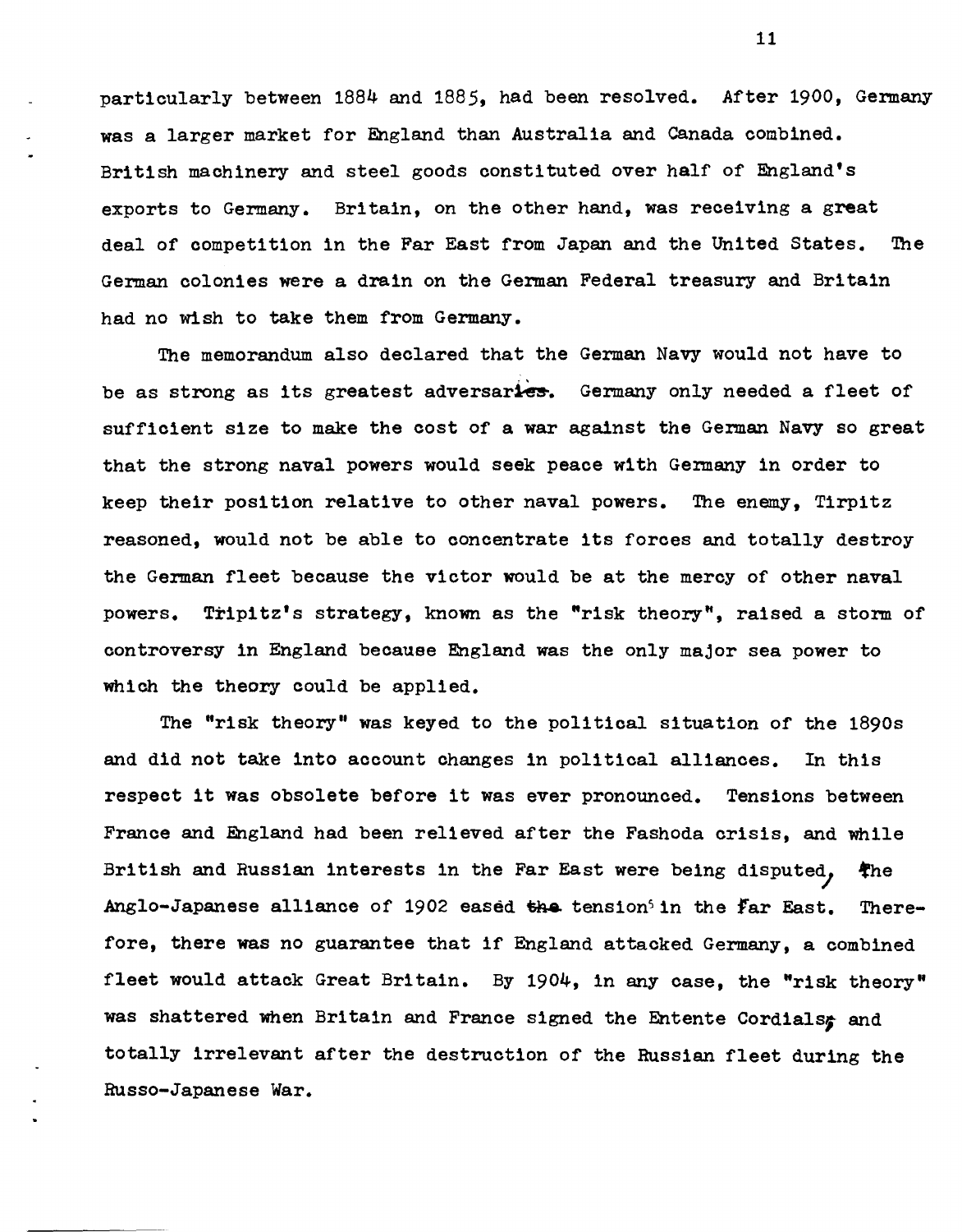particularly between 1884 and 1885, had been resolved. After 1900, Germany was a larger market for England than Australia and Canada combined. British machinery and steel goods constituted over half of England's exports to Germany. Britain, on the other hand, was receiving a great deal of competition in the Far East from Japan and the United States. The German colonies were a drain on the German Federal treasury and Britain had no wish to take them from Germany.

The memorandum also declared that the German Navy would not have to be as strong as its greatest adversary. Germany only needed a fleet of sufficient size to make the cost of a war against the German Navy so great that the strong naval powers would seek peace with Germany in order to keep their position relative to other naval powers. The enemy, Tirpitz reasoned, would not be able to concentrate its forces and totally destroy the German fleet because the victor would be at the mercy of other naval powers. Tripitz's strategy, known as the "risk theory", raised a storm of controversy in England because England was the only major sea power to which the theory could be applied.

The "risk theory" was keyed to the political situation of the 1890s and did not take into account changes in political alliances. In this respect it was obsolete before it was ever pronounced. Tensions between France and England had been relieved after the Fashoda crisis, and while British and Russian interests in the Far East were being disputed, the Anglo-Japanese alliance of 1902 eased tension[5] in the Far East. Therefore, there was no guarantee that if England attacked Germany, a combined fleet would attack Great Britain. By 1904, in any case, the "risk theory" was shattered when Britain and France signed the Entente Cordial and totally irrelevant after the destruction of the Russian fleet during the Russo-Japanese War.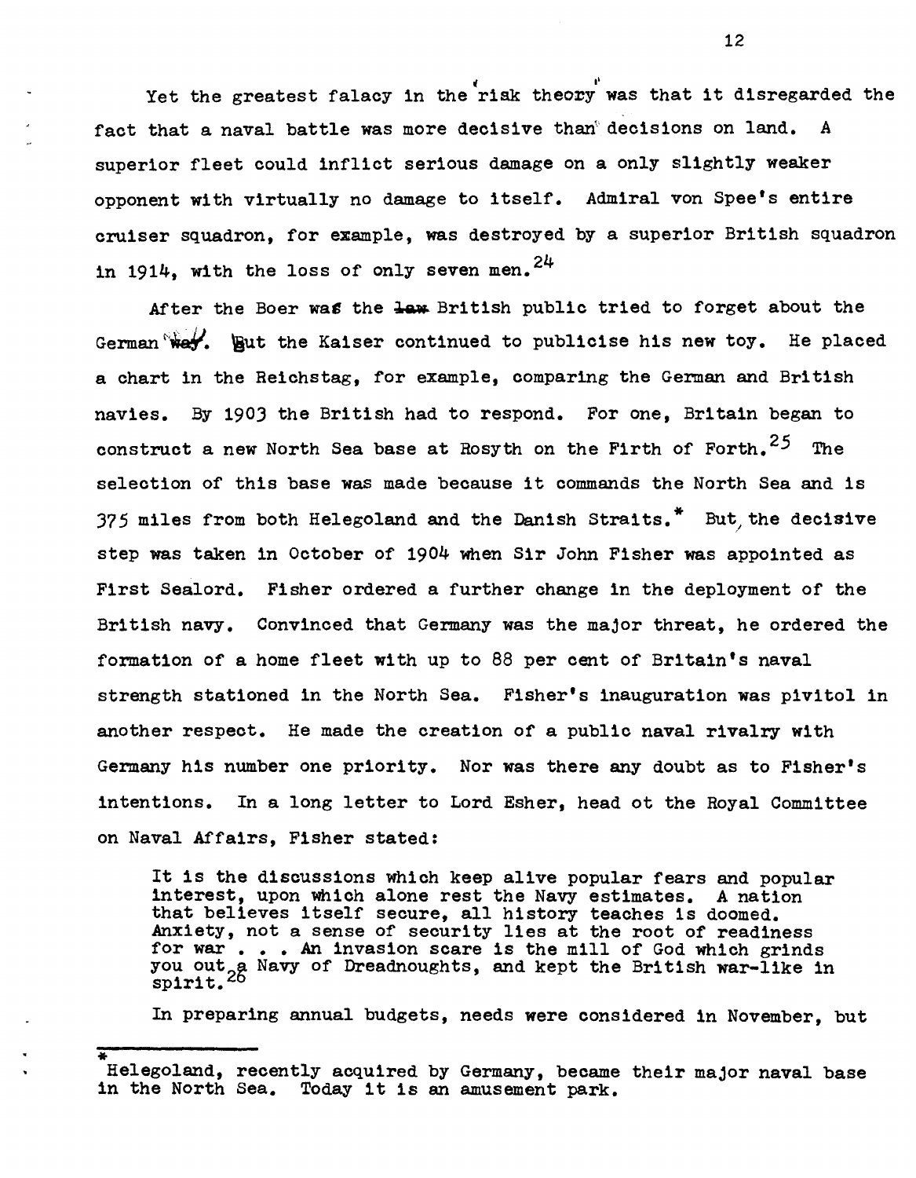Yet the greatest falacy in the "risk theory" was that it disregarded the fact that a naval battle was more decisive than decisions on land. A superior fleet could inflict serious damage on a only slightly weaker opponent with virtually no damage to itself. Admiral von Spee's entire cruiser squadron, for example, was destroyed by a superior British squadron in 1914, with the loss of only seven men.[24]

After the Boer war the British public tried to forget about the German Navy. But the Kaiser continued to publicise his new toy. He placed a chart in the Reichstag, for example, comparing the German and British navies. By 1903 the British had to respond. For one, Britain began to construct a new North Sea base at Rosyth on the Firth of Forth.[25] The selection of this base was made because it commands the North Sea and is 375 miles from both Helegoland and the Danish Straits.* But, the decisive step was taken in October of 1904 when Sir John Fisher was appointed as First Sealord. Fisher ordered a further change in the deployment of the British navy. Convinced that Germany was the major threat, he ordered the formation of a home fleet with up to 88 per cent of Britain's naval strength stationed in the North Sea. Fisher's inauguration was pivitol in another respect. He made the creation of a public naval rivalry with Germany his number one priority. Nor was there any doubt as to Fisher's intentions. In a long letter to Lord Esher, head ot the Royal Committee on Naval Affairs, Fisher stated:

> It is the discussions which keep alive popular fears and popular interest, upon which alone rest the Navy estimates. A nation that believes itself secure, all history teaches is doomed. Anxiety, not a sense of security lies at the root of readiness for war . . . An invasion scare is the mill of God which grinds you out a Navy of Dreadnoughts, and kept the British war-like in spirit.[26]

In preparing annual budgets, needs were considered in November, but

---

*Helegoland, recently acquired by Germany, became their major naval base in the North Sea. Today it is an amusement park.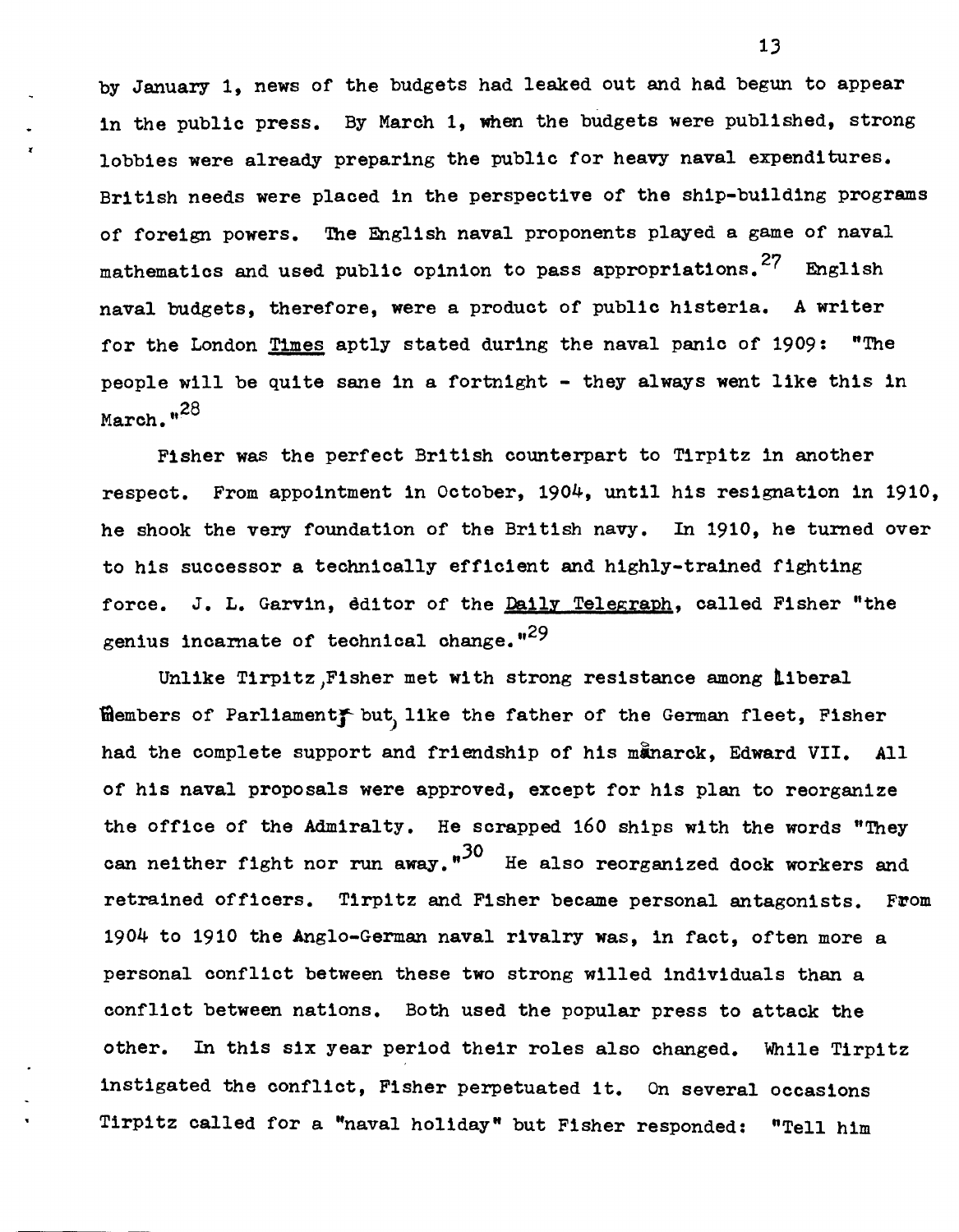by January 1, news of the budgets had leaked out and had begun to appear in the public press. By March 1, when the budgets were published, strong lobbies were already preparing the public for heavy naval expenditures. British needs were placed in the perspective of the ship-building programs of foreign powers. The English naval proponents played a game of naval mathematics and used public opinion to pass appropriations.[27] English naval budgets, therefore, were a product of public histeria. A writer for the London Times aptly stated during the naval panic of 1909: "The people will be quite sane in a fortnight - they always went like this in March."[28]

Fisher was the perfect British counterpart to Tirpitz in another respect. From appointment in October, 1904, until his resignation in 1910, he shook the very foundation of the British navy. In 1910, he turned over to his successor a technically efficient and highly-trained fighting force. J. L. Garvin, editor of the Daily Telegraph, called Fisher "the genius incarnate of technical change."[29]

Unlike Tirpitz, Fisher met with strong resistance among Liberal Members of Parliament but, like the father of the German fleet, Fisher had the complete support and friendship of his monarch, Edward VII. All of his naval proposals were approved, except for his plan to reorganize the office of the Admiralty. He scrapped 160 ships with the words "They can neither fight nor run away."[30] He also reorganized dock workers and retrained officers. Tirpitz and Fisher became personal antagonists. From 1904 to 1910 the Anglo-German naval rivalry was, in fact, often more a personal conflict between these two strong willed individuals than a conflict between nations. Both used the popular press to attack the other. In this six year period their roles also changed. While Tirpitz instigated the conflict, Fisher perpetuated it. On several occasions Tirpitz called for a "naval holiday" but Fisher responded: "Tell him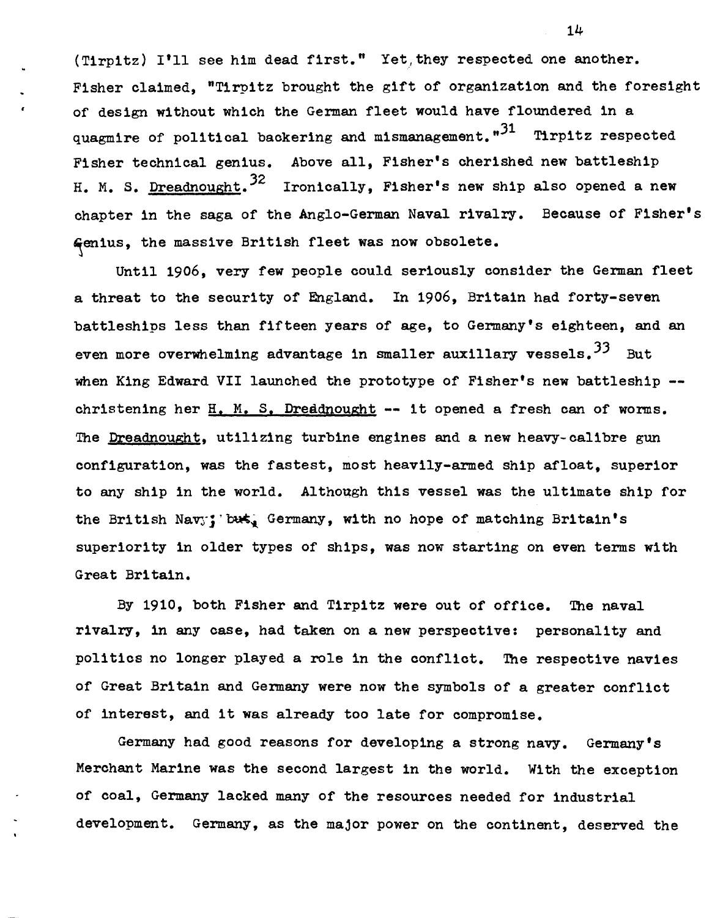(Tirpitz) I'll see him dead first." Yet, they respected one another. Fisher claimed, "Tirpitz brought the gift of organization and the foresight of design without which the German fleet would have floundered in a quagmire of political backering and mismanagement."[31] Tirpitz respected Fisher technical genius. Above all, Fisher's cherished new battleship H. M. S. Dreadnought.[32] Ironically, Fisher's new ship also opened a new chapter in the saga of the Anglo-German Naval rivalry. Because of Fisher's Genius, the massive British fleet was now obsolete.

Until 1906, very few people could seriously consider the German fleet a threat to the security of England. In 1906, Britain had forty-seven battleships less than fifteen years of age, to Germany's eighteen, and an even more overwhelming advantage in smaller auxillary vessels.[33] But when King Edward VII launched the prototype of Fisher's new battleship -- christening her H. M. S. Dreadnought -- it opened a fresh can of worms. The Dreadnought, utilizing turbine engines and a new heavy-calibre gun configuration, was the fastest, most heavily-armed ship afloat, superior to any ship in the world. Although this vessel was the ultimate ship for the British Navy; ~~but~~, Germany, with no hope of matching Britain's superiority in older types of ships, was now starting on even terms with Great Britain.

By 1910, both Fisher and Tirpitz were out of office. The naval rivalry, in any case, had taken on a new perspective: personality and politics no longer played a role in the conflict. The respective navies of Great Britain and Germany were now the symbols of a greater conflict of interest, and it was already too late for compromise.

Germany had good reasons for developing a strong navy. Germany's Merchant Marine was the second largest in the world. With the exception of coal, Germany lacked many of the resources needed for industrial development. Germany, as the major power on the continent, deserved the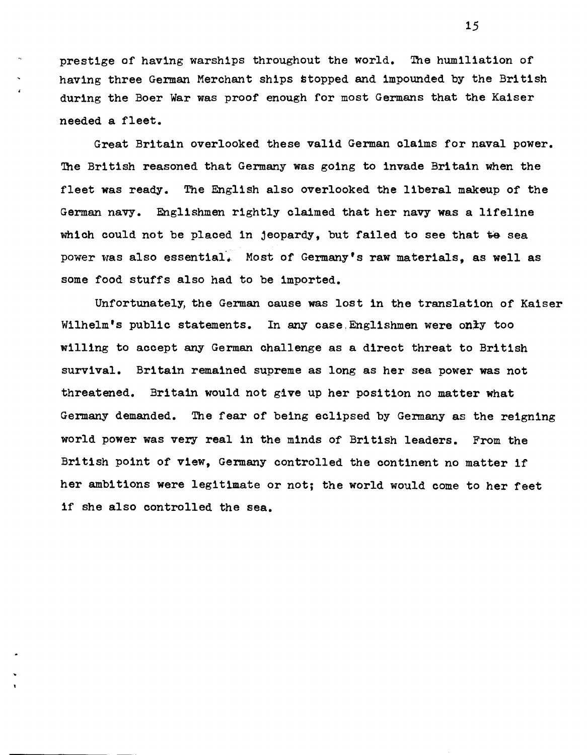prestige of having warships throughout the world. The humiliation of having three German Merchant ships stopped and impounded by the British during the Boer War was proof enough for most Germans that the Kaiser needed a fleet.

Great Britain overlooked these valid German claims for naval power. The British reasoned that Germany was going to invade Britain when the fleet was ready. The English also overlooked the liberal makeup of the German navy. Englishmen rightly claimed that her navy was a lifeline which could not be placed in jeopardy, but failed to see that sea power was also essential. Most of Germany's raw materials, as well as some food stuffs also had to be imported.

Unfortunately, the German cause was lost in the translation of Kaiser Wilhelm's public statements. In any case Englishmen were only too willing to accept any German challenge as a direct threat to British survival. Britain remained supreme as long as her sea power was not threatened. Britain would not give up her position no matter what Germany demanded. The fear of being eclipsed by Germany as the reigning world power was very real in the minds of British leaders. From the British point of view, Germany controlled the continent no matter if her ambitions were legitimate or not; the world would come to her feet if she also controlled the sea.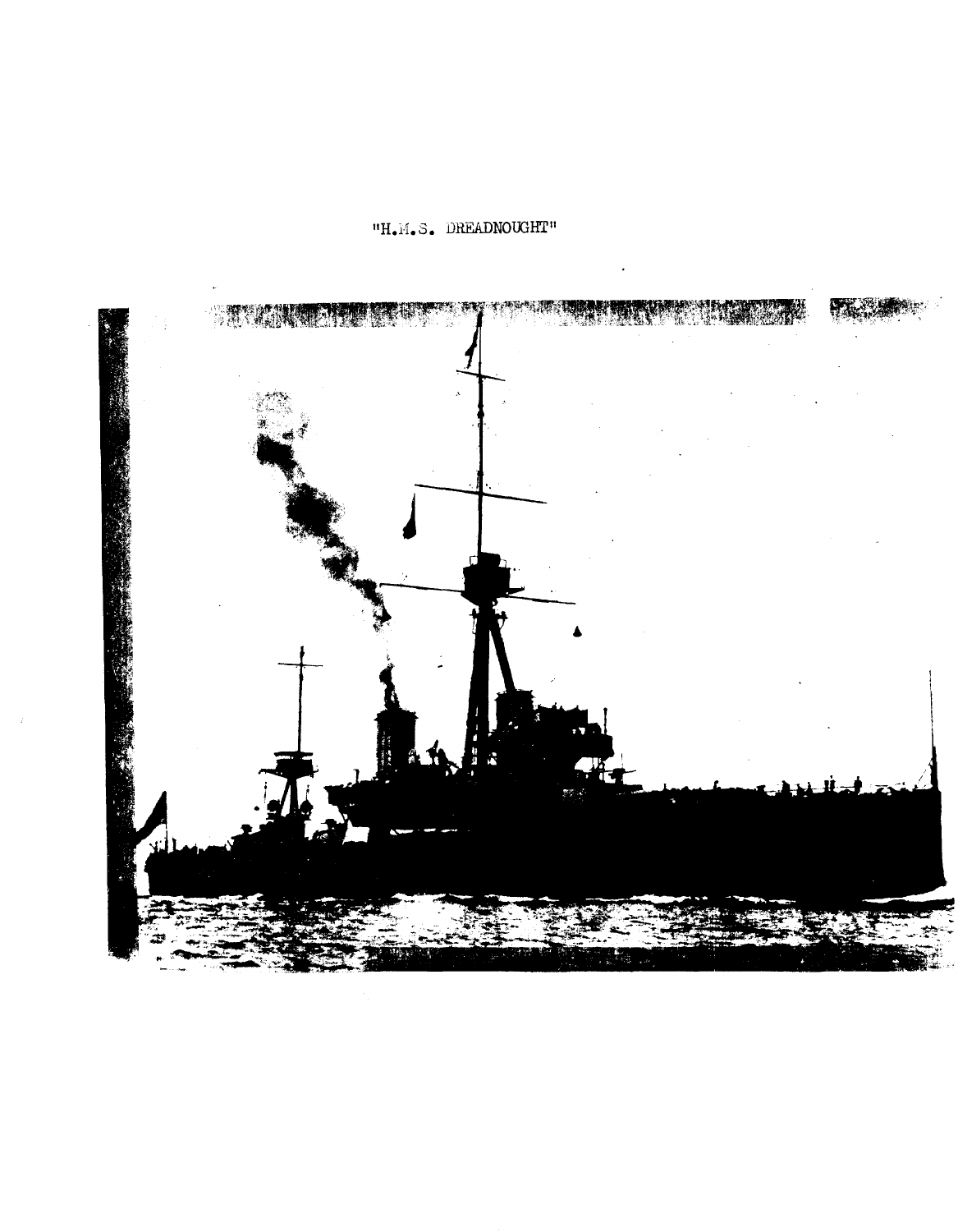"H.M.S. DREADNOUGHT"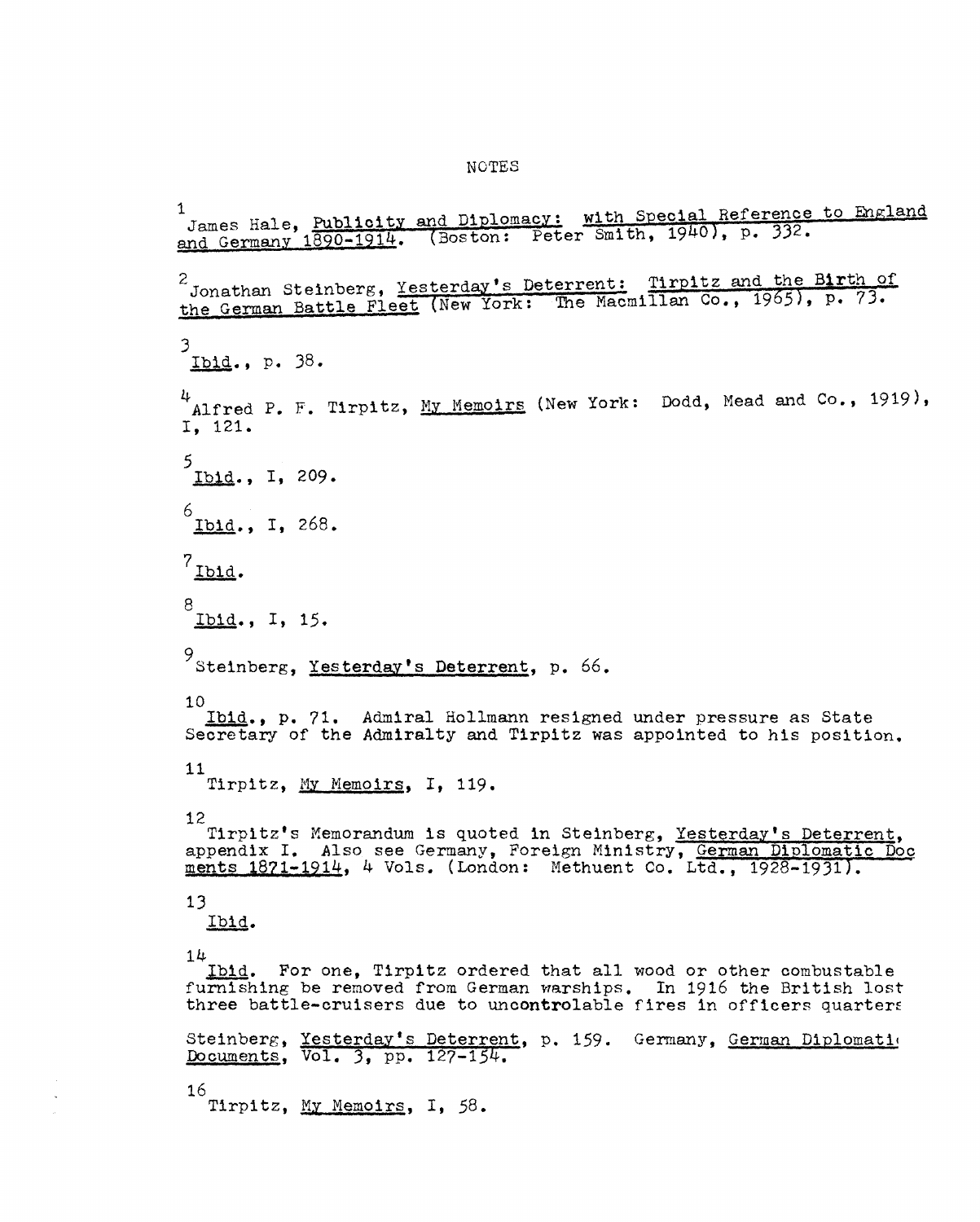# NOTES

[1] James Hale, Publicity and Diplomacy: with Special Reference to England and Germany 1890-1914. (Boston: Peter Smith, 1940), p. 332.

[2] Jonathan Steinberg, Yesterday's Deterrent: Tirpitz and the Birth of the German Battle Fleet (New York: The Macmillan Co., 1965), p. 73.

[3] Ibid., p. 38.

[4] Alfred P. F. Tirpitz, My Memoirs (New York: Dodd, Mead and Co., 1919), I, 121.

[5] Ibid., I, 209.

[6] Ibid., I, 268.

[7] Ibid.

[8] Ibid., I, 15.

[9] Steinberg, Yesterday's Deterrent, p. 66.

[10] Ibid., p. 71. Admiral Hollmann resigned under pressure as State Secretary of the Admiralty and Tirpitz was appointed to his position.

[11] Tirpitz, My Memoirs, I, 119.

[12] Tirpitz's Memorandum is quoted in Steinberg, Yesterday's Deterrent, appendix I. Also see Germany, Foreign Ministry, German Diplomatic Documents 1871-1914, 4 Vols. (London: Methuent Co. Ltd., 1928-1931).

[13] Ibid.

[14] Ibid. For one, Tirpitz ordered that all wood or other combustable furnishing be removed from German warships. In 1916 the British lost three battle-cruisers due to uncontrolable fires in officers quarters

Steinberg, Yesterday's Deterrent, p. 159. Germany, German Diplomatic Documents, Vol. 3, pp. 127-154.

[16] Tirpitz, My Memoirs, I, 58.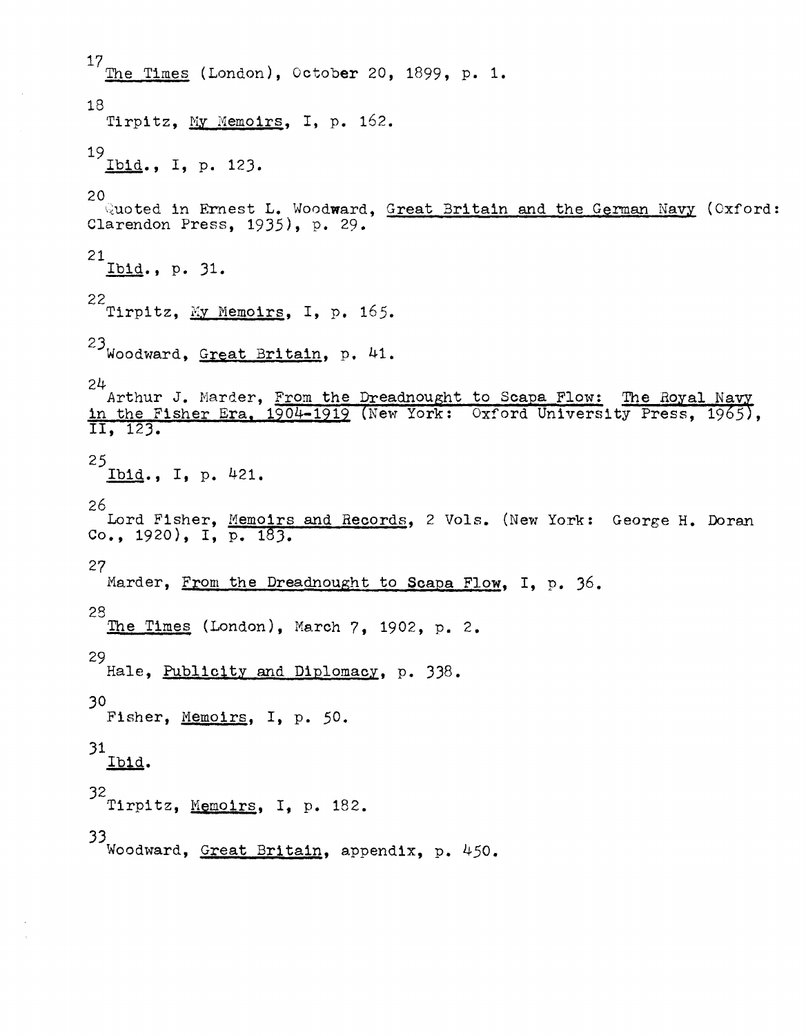[17] *The Times* (London), October 20, 1899, p. 1.

[18] Tirpitz, *My Memoirs*, I, p. 162.

[19] *Ibid*., I, p. 123.

[20] Quoted in Ernest L. Woodward, *Great Britain and the German Navy* (Oxford: Clarendon Press, 1935), p. 29.

[21] *Ibid*., p. 31.

[22] Tirpitz, *My Memoirs*, I, p. 165.

[23] Woodward, *Great Britain*, p. 41.

[24] Arthur J. Marder, *From the Dreadnought to Scapa Flow: The Royal Navy in the Fisher Era, 1904-1919* (New York: Oxford University Press, 1965), II, 123.

[25] *Ibid*., I, p. 421.

[26] Lord Fisher, *Memoirs and Records*, 2 Vols. (New York: George H. Doran Co., 1920), I, p. 183.

[27] Marder, *From the Dreadnought to Scapa Flow*, I, p. 36.

[28] *The Times* (London), March 7, 1902, p. 2.

[29] Hale, *Publicity and Diplomacy*, p. 338.

[30] Fisher, *Memoirs*, I, p. 50.

[31] *Ibid*.

[32] Tirpitz, *Memoirs*, I, p. 182.

[33] Woodward, *Great Britain*, appendix, p. 450.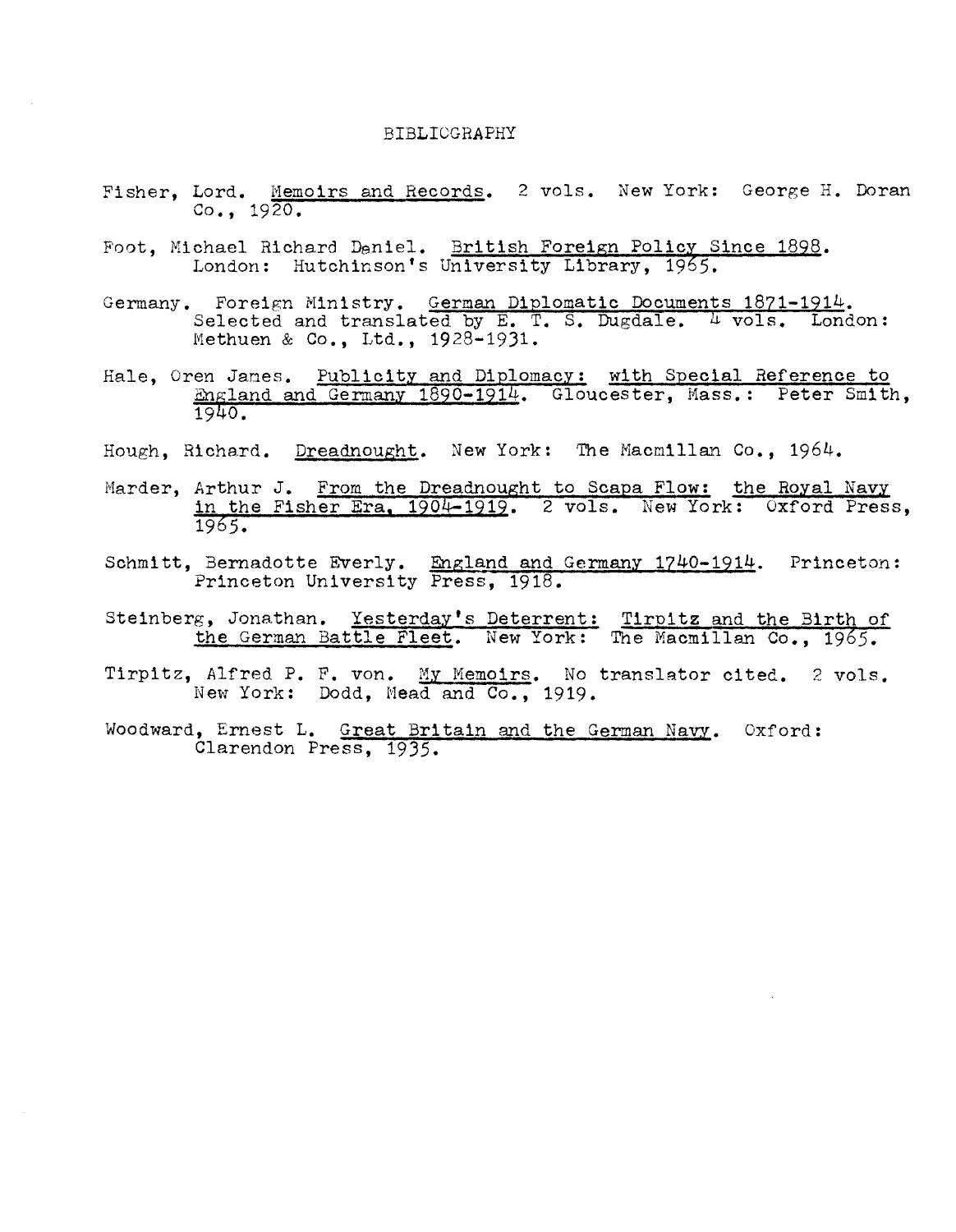# BIBLIOGRAPHY

Fisher, Lord. Memoirs and Records. 2 vols. New York: George H. Doran Co., 1920.

Foot, Michael Richard Daniel. British Foreign Policy Since 1898. London: Hutchinson's University Library, 1965.

Germany. Foreign Ministry. German Diplomatic Documents 1871-1914. Selected and translated by E. T. S. Dugdale. 4 vols. London: Methuen & Co., Ltd., 1928-1931.

Hale, Oren James. Publicity and Diplomacy: with Special Reference to England and Germany 1890-1914. Gloucester, Mass.: Peter Smith, 1940.

Hough, Richard. Dreadnought. New York: The Macmillan Co., 1964.

Marder, Arthur J. From the Dreadnought to Scapa Flow: the Royal Navy in the Fisher Era, 1904-1919. 2 vols. New York: Oxford Press, 1965.

Schmitt, Bernadotte Everly. England and Germany 1740-1914. Princeton: Princeton University Press, 1918.

Steinberg, Jonathan. Yesterday's Deterrent: Tirpitz and the Birth of the German Battle Fleet. New York: The Macmillan Co., 1965.

Tirpitz, Alfred P. F. von. My Memoirs. No translator cited. 2 vols. New York: Dodd, Mead and Co., 1919.

Woodward, Ernest L. Great Britain and the German Navy. Oxford: Clarendon Press, 1935.